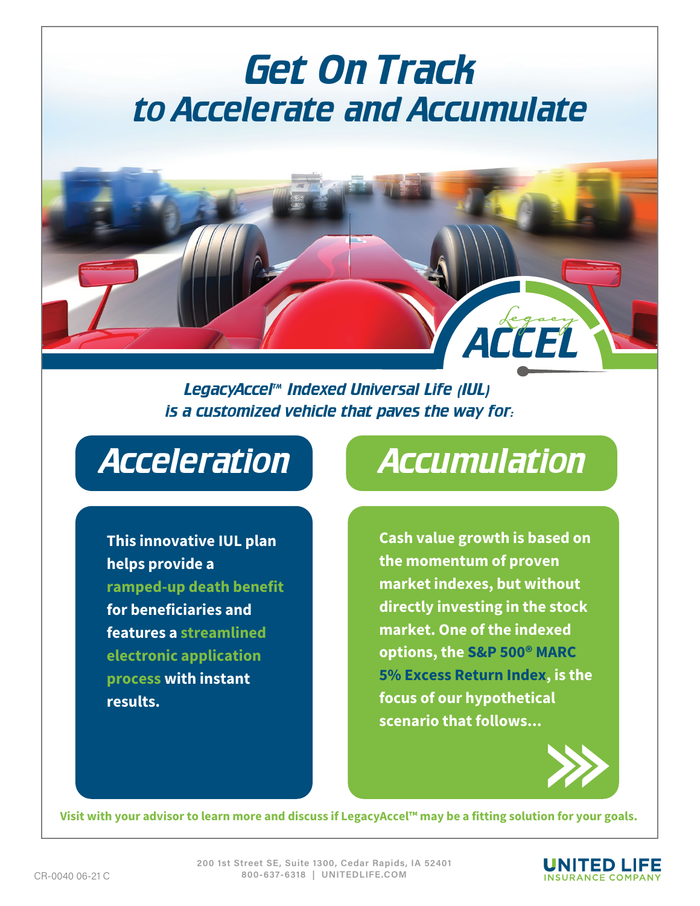# Get On Track
## to Accelerate and Accumulate

Legacy ACCEL

*LegacyAccel™ Indexed Universal Life (IUL) is a customized vehicle that paves the way for:*

## Acceleration

**This innovative IUL plan helps provide a ramped-up death benefit for beneficiaries and features a streamlined electronic application process with instant results.**

## Accumulation

**Cash value growth is based on the momentum of proven market indexes, but without directly investing in the stock market. One of the indexed options, the S&P 500® MARC 5% Excess Return Index, is the focus of our hypothetical scenario that follows...**

**Visit with your advisor to learn more and discuss if LegacyAccel™ may be a fitting solution for your goals.**

CR-0040 06-21 C

200 1st Street SE, Suite 1300, Cedar Rapids, IA 52401
800-637-6318 | UNITEDLIFE.COM

UNITED LIFE INSURANCE COMPANY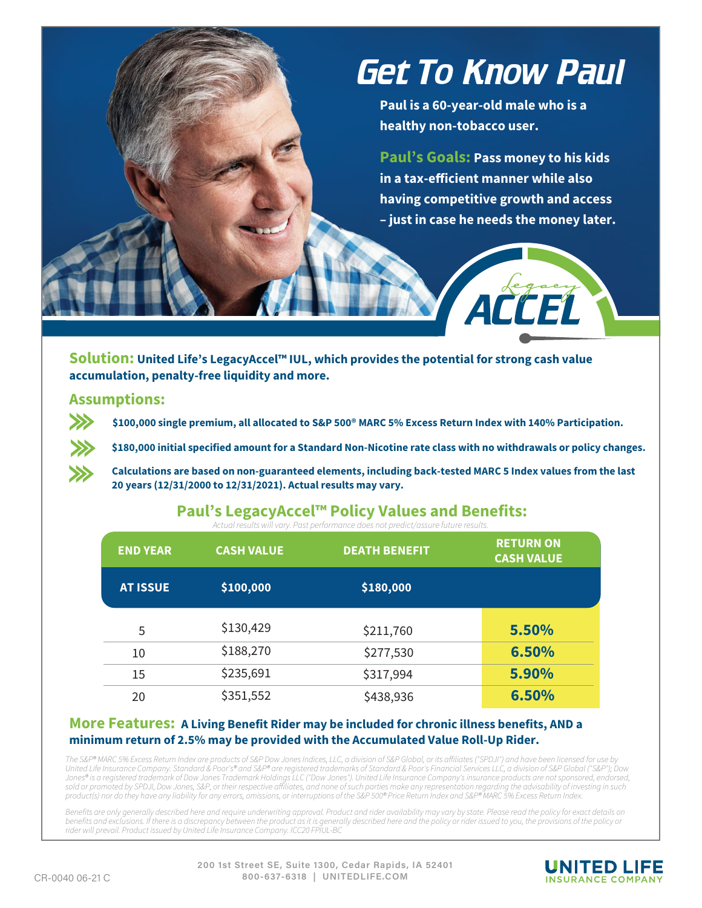# Get To Know Paul

**Paul is a 60-year-old male who is a healthy non-tobacco user.**

**Paul's Goals:** **Pass money to his kids in a tax-efficient manner while also having competitive growth and access – just in case he needs the money later.**

Legacy ACCEL

**Solution:** **United Life's LegacyAccel™ IUL, which provides the potential for strong cash value accumulation, penalty-free liquidity and more.**

## Assumptions:

- **$100,000 single premium, all allocated to S&P 500® MARC 5% Excess Return Index with 140% Participation.**
- **$180,000 initial specified amount for a Standard Non-Nicotine rate class with no withdrawals or policy changes.**
- **Calculations are based on non-guaranteed elements, including back-tested MARC 5 Index values from the last 20 years (12/31/2000 to 12/31/2021). Actual results may vary.**

## Paul's LegacyAccel™ Policy Values and Benefits:

*Actual results will vary. Past performance does not predict/assure future results.*

| END YEAR | CASH VALUE | DEATH BENEFIT | RETURN ON CASH VALUE |
|---|---|---|---|
| AT ISSUE | $100,000 | $180,000 | |
| 5 | $130,429 | $211,760 | **5.50%** |
| 10 | $188,270 | $277,530 | **6.50%** |
| 15 | $235,691 | $317,994 | **5.90%** |
| 20 | $351,552 | $438,936 | **6.50%** |

**More Features:** **A Living Benefit Rider may be included for chronic illness benefits, AND a minimum return of 2.5% may be provided with the Accumulated Value Roll-Up Rider.**

*The S&P® MARC 5% Excess Return Index are products of S&P Dow Jones Indices, LLC, a division of S&P Global, or its affiliates ("SPDJI") and have been licensed for use by United Life Insurance Company. Standard & Poor's® and S&P® are registered trademarks of Standard & Poor's Financial Services LLC, a division of S&P Global ("S&P"); Dow Jones® is a registered trademark of Dow Jones Trademark Holdings LLC ("Dow Jones"). United Life Insurance Company's insurance products are not sponsored, endorsed, sold or promoted by SPDJI, Dow Jones, S&P, or their respective affiliates, and none of such parties make any representation regarding the advisability of investing in such product(s) nor do they have any liability for any errors, omissions, or interruptions of the S&P 500® Price Return Index and S&P® MARC 5% Excess Return Index.*

*Benefits are only generally described here and require underwriting approval. Product and rider availability may vary by state. Please read the policy for exact details on benefits and exclusions. If there is a discrepancy between the product as it is generally described here and the policy or rider issued to you, the provisions of the policy or rider will prevail. Product issued by United Life Insurance Company. ICC20 FPIUL-BC*

CR-0040 06-21 C

200 1st Street SE, Suite 1300, Cedar Rapids, IA 52401
800-637-6318 | UNITEDLIFE.COM

UNITED LIFE INSURANCE COMPANY